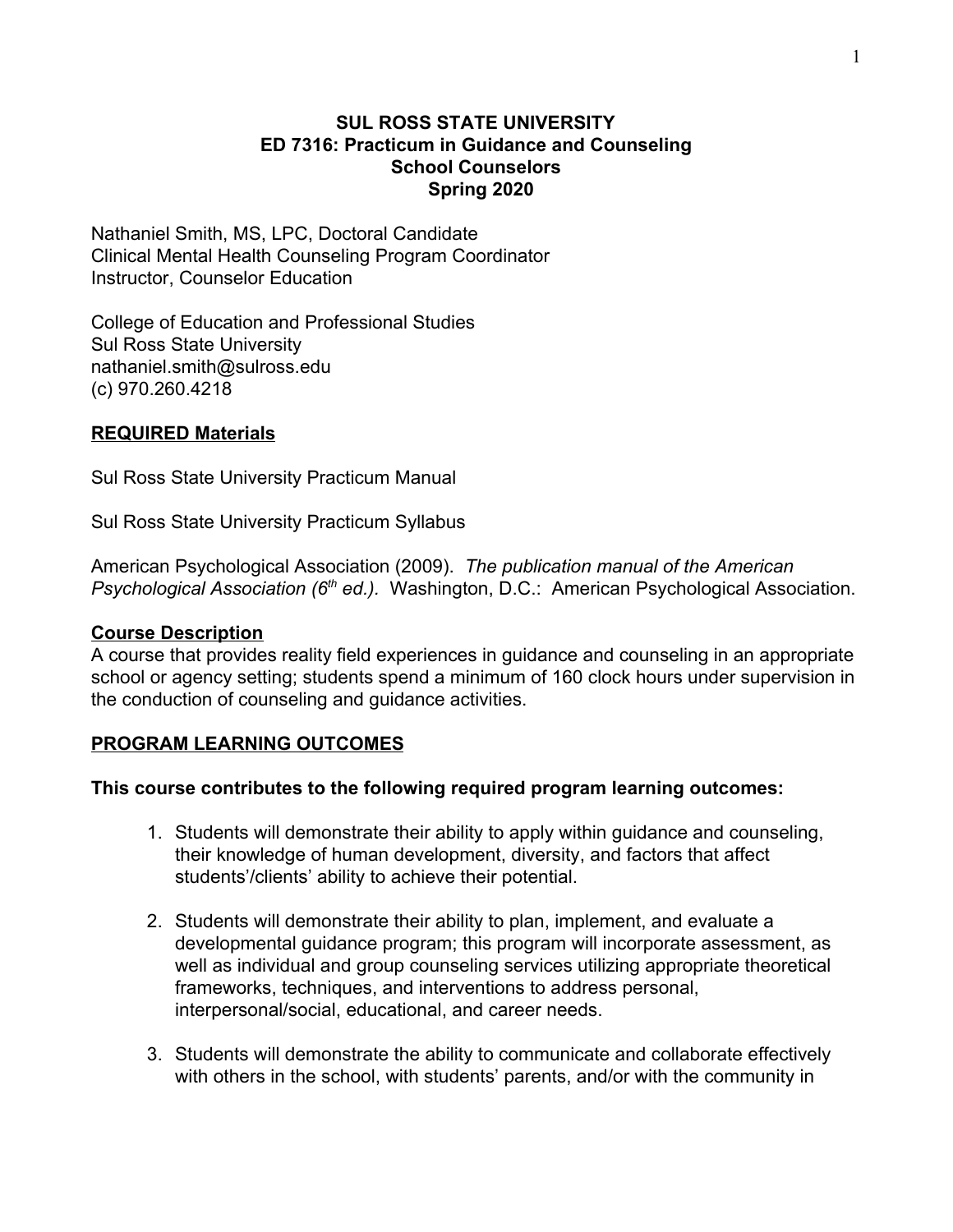**SUL ROSS STATE UNIVERSITY**
**ED 7316: Practicum in Guidance and Counseling**
**School Counselors**
**Spring 2020**

Nathaniel Smith, MS, LPC, Doctoral Candidate
Clinical Mental Health Counseling Program Coordinator
Instructor, Counselor Education

College of Education and Professional Studies
Sul Ross State University
nathaniel.smith@sulross.edu
(c) 970.260.4218

## REQUIRED Materials

Sul Ross State University Practicum Manual

Sul Ross State University Practicum Syllabus

American Psychological Association (2009). *The publication manual of the American Psychological Association (6th ed.).* Washington, D.C.: American Psychological Association.

## Course Description

A course that provides reality field experiences in guidance and counseling in an appropriate school or agency setting; students spend a minimum of 160 clock hours under supervision in the conduction of counseling and guidance activities.

## PROGRAM LEARNING OUTCOMES

**This course contributes to the following required program learning outcomes:**

1. Students will demonstrate their ability to apply within guidance and counseling, their knowledge of human development, diversity, and factors that affect students'/clients' ability to achieve their potential.

2. Students will demonstrate their ability to plan, implement, and evaluate a developmental guidance program; this program will incorporate assessment, as well as individual and group counseling services utilizing appropriate theoretical frameworks, techniques, and interventions to address personal, interpersonal/social, educational, and career needs.

3. Students will demonstrate the ability to communicate and collaborate effectively with others in the school, with students' parents, and/or with the community in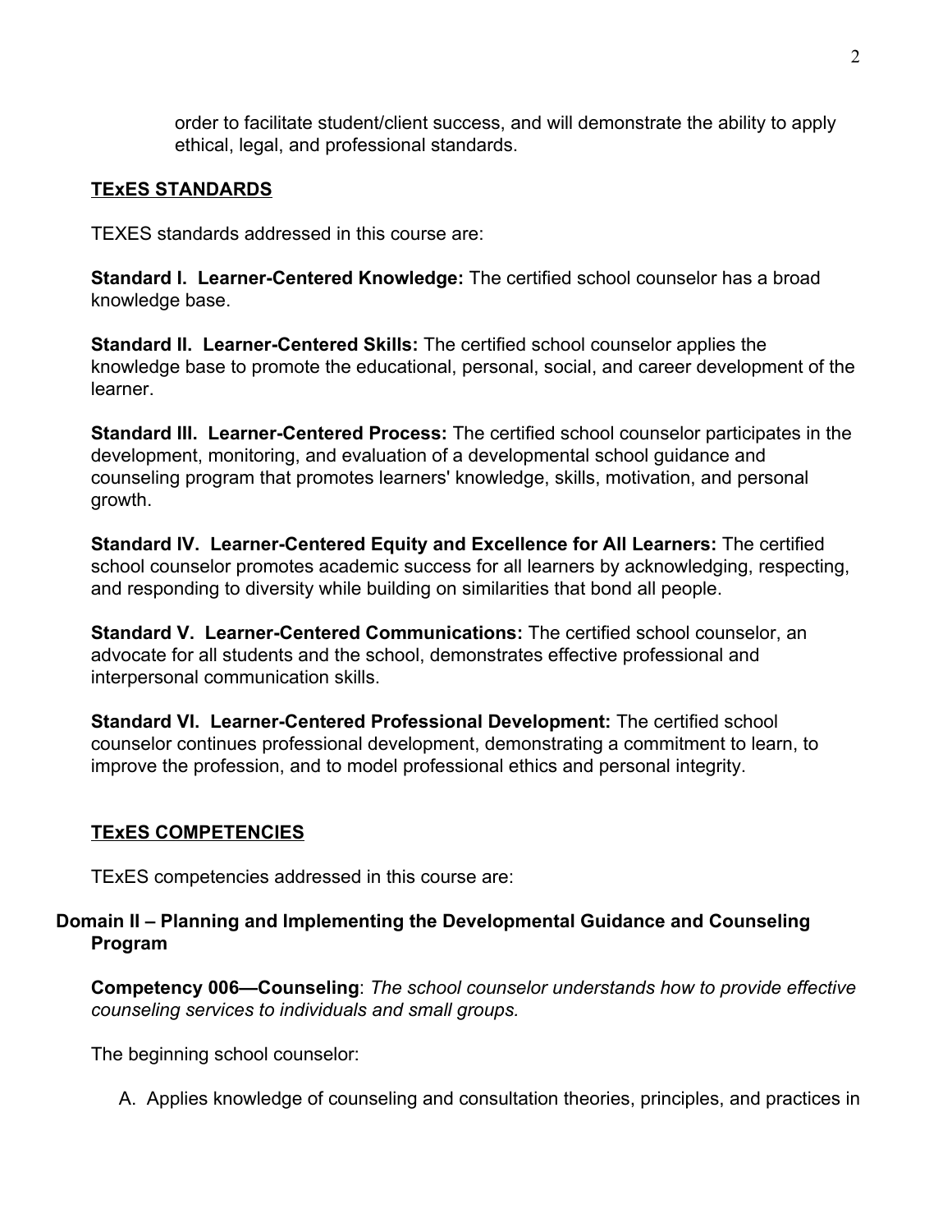order to facilitate student/client success, and will demonstrate the ability to apply ethical, legal, and professional standards.

## TExES STANDARDS

TEXES standards addressed in this course are:

**Standard I. Learner-Centered Knowledge:** The certified school counselor has a broad knowledge base.

**Standard II. Learner-Centered Skills:** The certified school counselor applies the knowledge base to promote the educational, personal, social, and career development of the learner.

**Standard III. Learner-Centered Process:** The certified school counselor participates in the development, monitoring, and evaluation of a developmental school guidance and counseling program that promotes learners' knowledge, skills, motivation, and personal growth.

**Standard IV. Learner-Centered Equity and Excellence for All Learners:** The certified school counselor promotes academic success for all learners by acknowledging, respecting, and responding to diversity while building on similarities that bond all people.

**Standard V. Learner-Centered Communications:** The certified school counselor, an advocate for all students and the school, demonstrates effective professional and interpersonal communication skills.

**Standard VI. Learner-Centered Professional Development:** The certified school counselor continues professional development, demonstrating a commitment to learn, to improve the profession, and to model professional ethics and personal integrity.

## TExES COMPETENCIES

TExES competencies addressed in this course are:

### Domain II – Planning and Implementing the Developmental Guidance and Counseling Program

**Competency 006—Counseling**: *The school counselor understands how to provide effective counseling services to individuals and small groups.*

The beginning school counselor:

A. Applies knowledge of counseling and consultation theories, principles, and practices in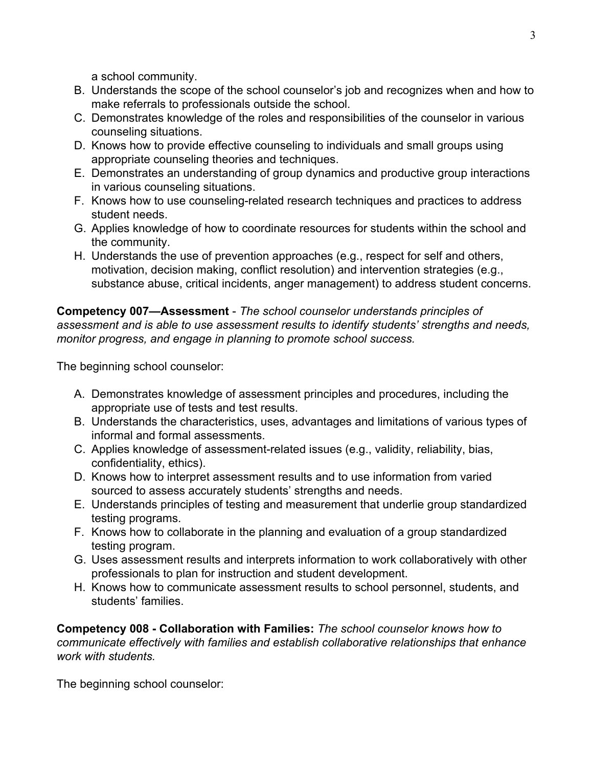a school community.

B. Understands the scope of the school counselor's job and recognizes when and how to make referrals to professionals outside the school.
C. Demonstrates knowledge of the roles and responsibilities of the counselor in various counseling situations.
D. Knows how to provide effective counseling to individuals and small groups using appropriate counseling theories and techniques.
E. Demonstrates an understanding of group dynamics and productive group interactions in various counseling situations.
F. Knows how to use counseling-related research techniques and practices to address student needs.
G. Applies knowledge of how to coordinate resources for students within the school and the community.
H. Understands the use of prevention approaches (e.g., respect for self and others, motivation, decision making, conflict resolution) and intervention strategies (e.g., substance abuse, critical incidents, anger management) to address student concerns.

**Competency 007—Assessment** - *The school counselor understands principles of assessment and is able to use assessment results to identify students' strengths and needs, monitor progress, and engage in planning to promote school success.*

The beginning school counselor:

A. Demonstrates knowledge of assessment principles and procedures, including the appropriate use of tests and test results.
B. Understands the characteristics, uses, advantages and limitations of various types of informal and formal assessments.
C. Applies knowledge of assessment-related issues (e.g., validity, reliability, bias, confidentiality, ethics).
D. Knows how to interpret assessment results and to use information from varied sourced to assess accurately students' strengths and needs.
E. Understands principles of testing and measurement that underlie group standardized testing programs.
F. Knows how to collaborate in the planning and evaluation of a group standardized testing program.
G. Uses assessment results and interprets information to work collaboratively with other professionals to plan for instruction and student development.
H. Knows how to communicate assessment results to school personnel, students, and students' families.

**Competency 008 - Collaboration with Families:** *The school counselor knows how to communicate effectively with families and establish collaborative relationships that enhance work with students.*

The beginning school counselor: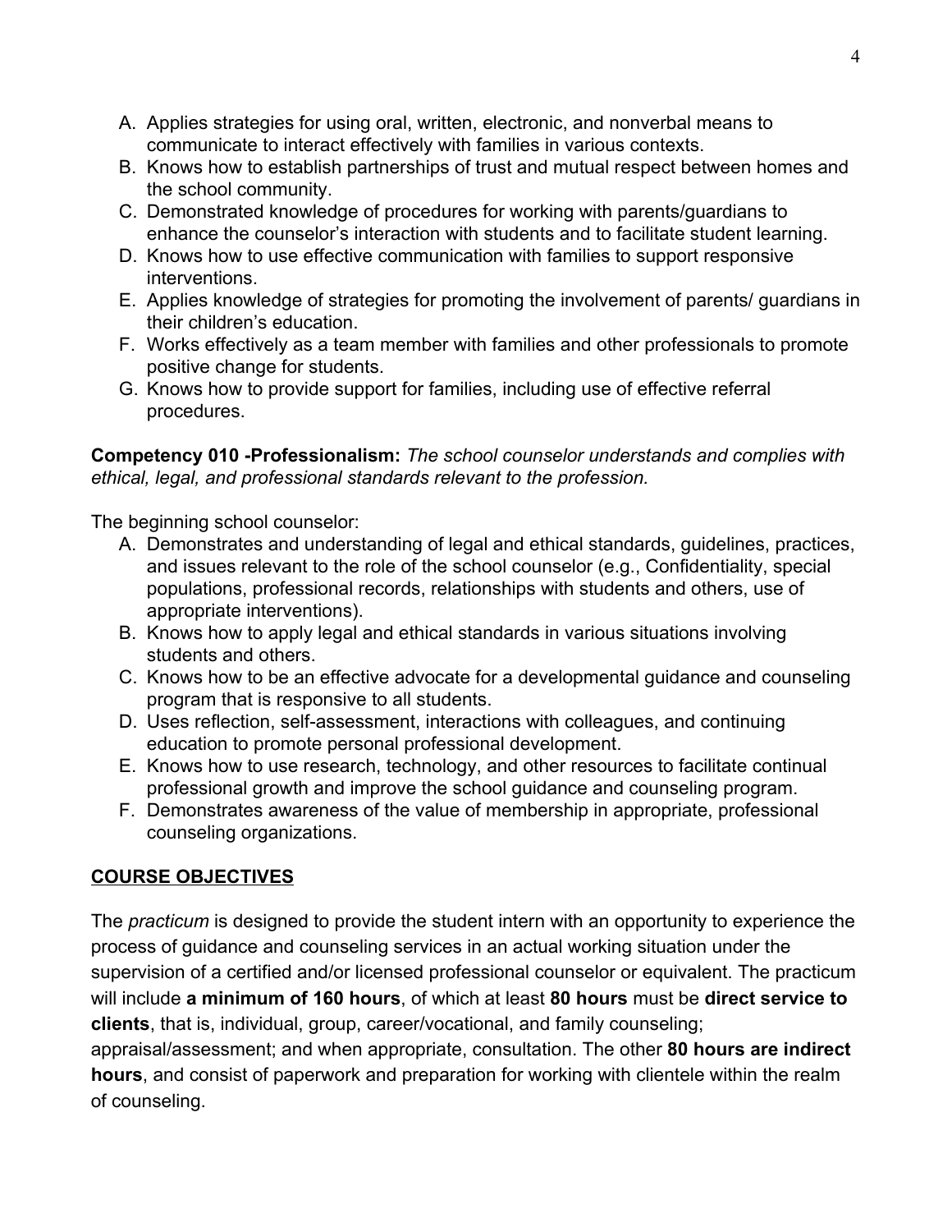A. Applies strategies for using oral, written, electronic, and nonverbal means to communicate to interact effectively with families in various contexts.
B. Knows how to establish partnerships of trust and mutual respect between homes and the school community.
C. Demonstrated knowledge of procedures for working with parents/guardians to enhance the counselor's interaction with students and to facilitate student learning.
D. Knows how to use effective communication with families to support responsive interventions.
E. Applies knowledge of strategies for promoting the involvement of parents/ guardians in their children's education.
F. Works effectively as a team member with families and other professionals to promote positive change for students.
G. Knows how to provide support for families, including use of effective referral procedures.

**Competency 010 -Professionalism:** *The school counselor understands and complies with ethical, legal, and professional standards relevant to the profession.*

The beginning school counselor:

A. Demonstrates and understanding of legal and ethical standards, guidelines, practices, and issues relevant to the role of the school counselor (e.g., Confidentiality, special populations, professional records, relationships with students and others, use of appropriate interventions).
B. Knows how to apply legal and ethical standards in various situations involving students and others.
C. Knows how to be an effective advocate for a developmental guidance and counseling program that is responsive to all students.
D. Uses reflection, self-assessment, interactions with colleagues, and continuing education to promote personal professional development.
E. Knows how to use research, technology, and other resources to facilitate continual professional growth and improve the school guidance and counseling program.
F. Demonstrates awareness of the value of membership in appropriate, professional counseling organizations.

## COURSE OBJECTIVES

The *practicum* is designed to provide the student intern with an opportunity to experience the process of guidance and counseling services in an actual working situation under the supervision of a certified and/or licensed professional counselor or equivalent. The practicum will include **a minimum of 160 hours**, of which at least **80 hours** must be **direct service to clients**, that is, individual, group, career/vocational, and family counseling; appraisal/assessment; and when appropriate, consultation. The other **80 hours are indirect hours**, and consist of paperwork and preparation for working with clientele within the realm of counseling.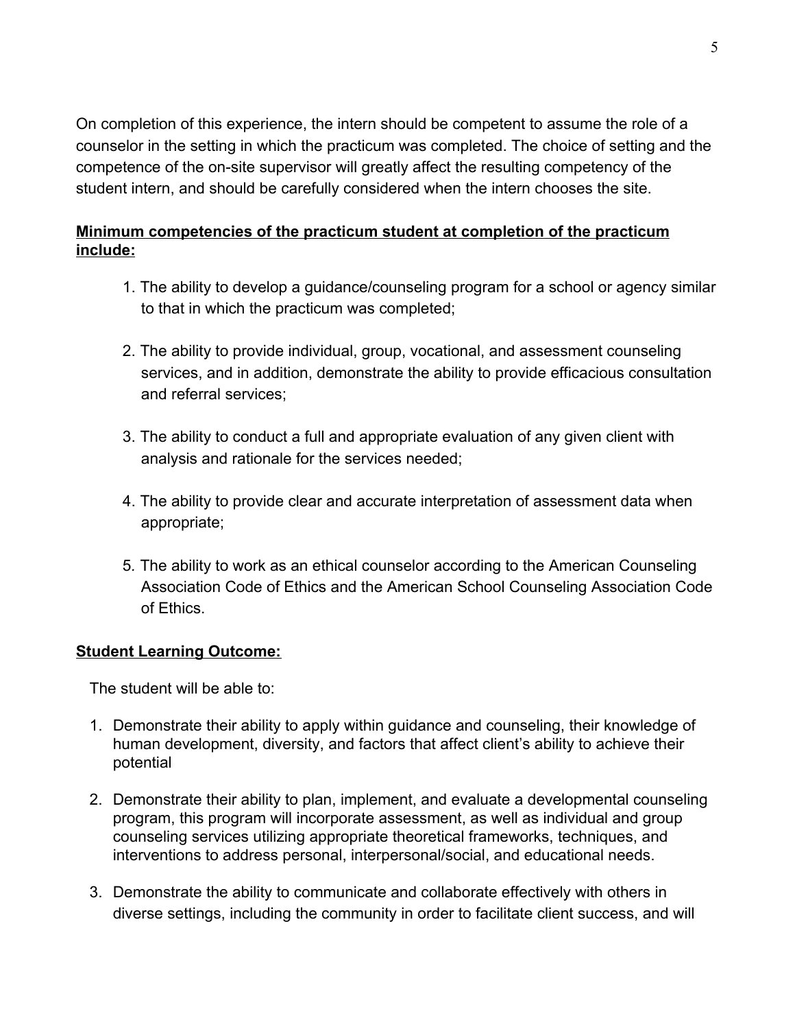On completion of this experience, the intern should be competent to assume the role of a counselor in the setting in which the practicum was completed. The choice of setting and the competence of the on-site supervisor will greatly affect the resulting competency of the student intern, and should be carefully considered when the intern chooses the site.

**Minimum competencies of the practicum student at completion of the practicum include:**

1. The ability to develop a guidance/counseling program for a school or agency similar to that in which the practicum was completed;

2. The ability to provide individual, group, vocational, and assessment counseling services, and in addition, demonstrate the ability to provide efficacious consultation and referral services;

3. The ability to conduct a full and appropriate evaluation of any given client with analysis and rationale for the services needed;

4. The ability to provide clear and accurate interpretation of assessment data when appropriate;

5. The ability to work as an ethical counselor according to the American Counseling Association Code of Ethics and the American School Counseling Association Code of Ethics.

**Student Learning Outcome:**

The student will be able to:

1. Demonstrate their ability to apply within guidance and counseling, their knowledge of human development, diversity, and factors that affect client's ability to achieve their potential

2. Demonstrate their ability to plan, implement, and evaluate a developmental counseling program, this program will incorporate assessment, as well as individual and group counseling services utilizing appropriate theoretical frameworks, techniques, and interventions to address personal, interpersonal/social, and educational needs.

3. Demonstrate the ability to communicate and collaborate effectively with others in diverse settings, including the community in order to facilitate client success, and will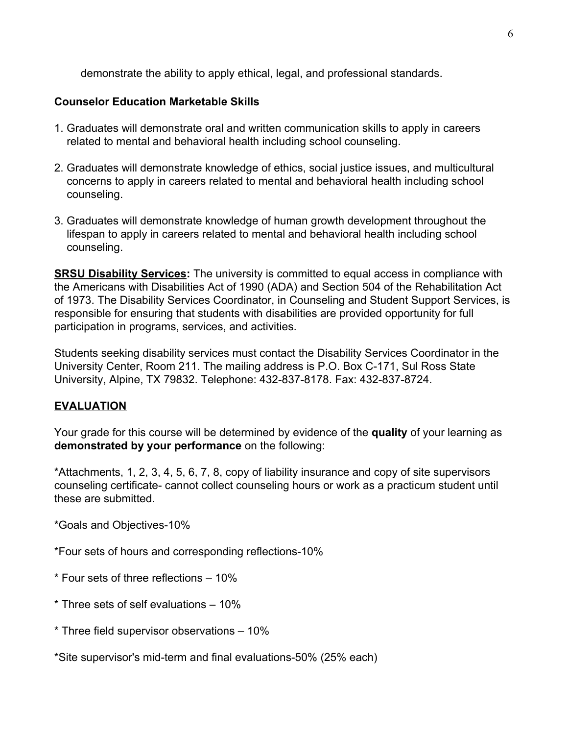demonstrate the ability to apply ethical, legal, and professional standards.

**Counselor Education Marketable Skills**

1. Graduates will demonstrate oral and written communication skills to apply in careers related to mental and behavioral health including school counseling.

2. Graduates will demonstrate knowledge of ethics, social justice issues, and multicultural concerns to apply in careers related to mental and behavioral health including school counseling.

3. Graduates will demonstrate knowledge of human growth development throughout the lifespan to apply in careers related to mental and behavioral health including school counseling.

**SRSU Disability Services:** The university is committed to equal access in compliance with the Americans with Disabilities Act of 1990 (ADA) and Section 504 of the Rehabilitation Act of 1973. The Disability Services Coordinator, in Counseling and Student Support Services, is responsible for ensuring that students with disabilities are provided opportunity for full participation in programs, services, and activities.

Students seeking disability services must contact the Disability Services Coordinator in the University Center, Room 211. The mailing address is P.O. Box C-171, Sul Ross State University, Alpine, TX 79832. Telephone: 432-837-8178. Fax: 432-837-8724.

## EVALUATION

Your grade for this course will be determined by evidence of the **quality** of your learning as **demonstrated by your performance** on the following:

*Attachments, 1, 2, 3, 4, 5, 6, 7, 8, copy of liability insurance and copy of site supervisors counseling certificate- cannot collect counseling hours or work as a practicum student until these are submitted.

*Goals and Objectives-10%

*Four sets of hours and corresponding reflections-10%

* Four sets of three reflections – 10%

* Three sets of self evaluations – 10%

* Three field supervisor observations – 10%

*Site supervisor's mid-term and final evaluations-50% (25% each)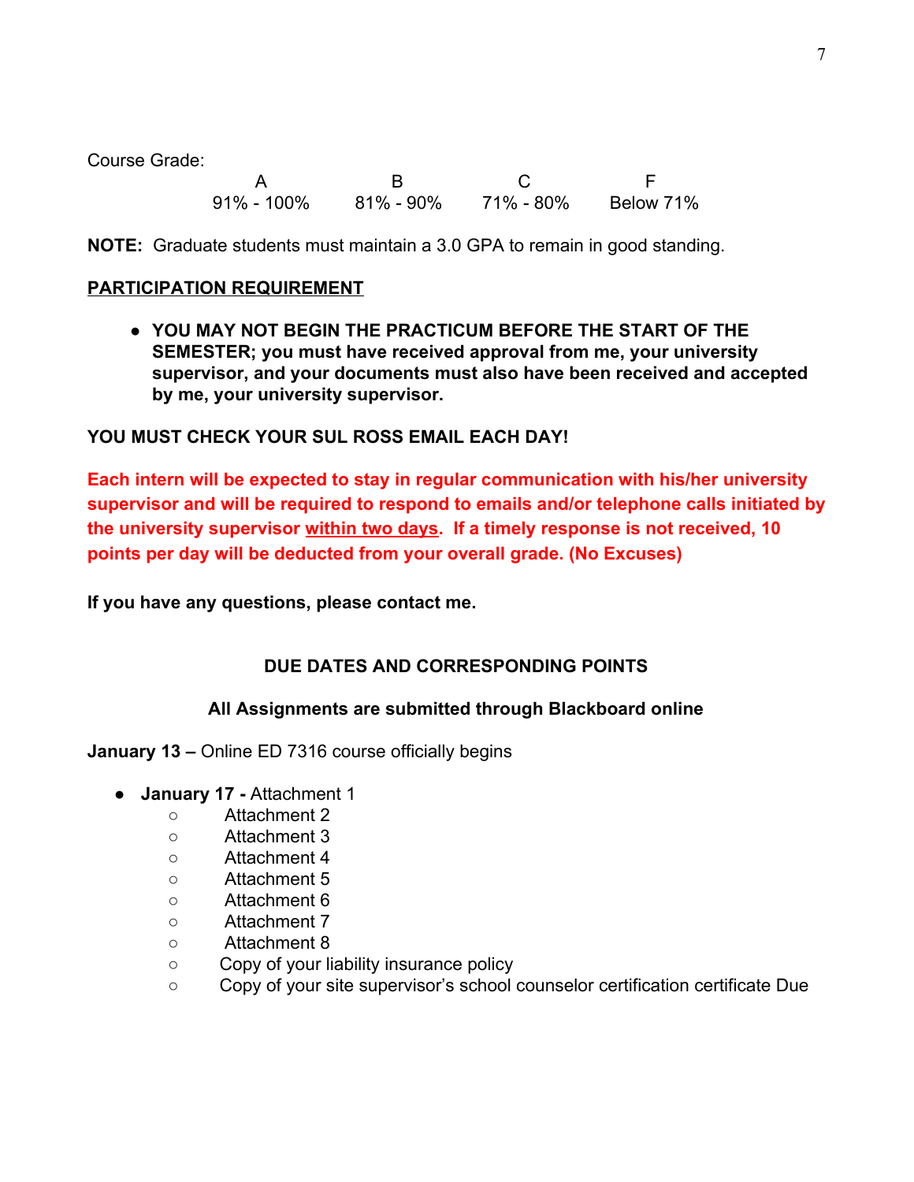Course Grade:

| A | B | C | F |
|---|---|---|---|
| 91% - 100% | 81% - 90% | 71% - 80% | Below 71% |

**NOTE:** Graduate students must maintain a 3.0 GPA to remain in good standing.

**PARTICIPATION REQUIREMENT**

- **YOU MAY NOT BEGIN THE PRACTICUM BEFORE THE START OF THE SEMESTER; you must have received approval from me, your university supervisor, and your documents must also have been received and accepted by me, your university supervisor.**

**YOU MUST CHECK YOUR SUL ROSS EMAIL EACH DAY!**

**Each intern will be expected to stay in regular communication with his/her university supervisor and will be required to respond to emails and/or telephone calls initiated by the university supervisor within two days. If a timely response is not received, 10 points per day will be deducted from your overall grade. (No Excuses)**

**If you have any questions, please contact me.**

**DUE DATES AND CORRESPONDING POINTS**

**All Assignments are submitted through Blackboard online**

**January 13 –** Online ED 7316 course officially begins

- **January 17 -** Attachment 1
    - Attachment 2
    - Attachment 3
    - Attachment 4
    - Attachment 5
    - Attachment 6
    - Attachment 7
    - Attachment 8
    - Copy of your liability insurance policy
    - Copy of your site supervisor's school counselor certification certificate Due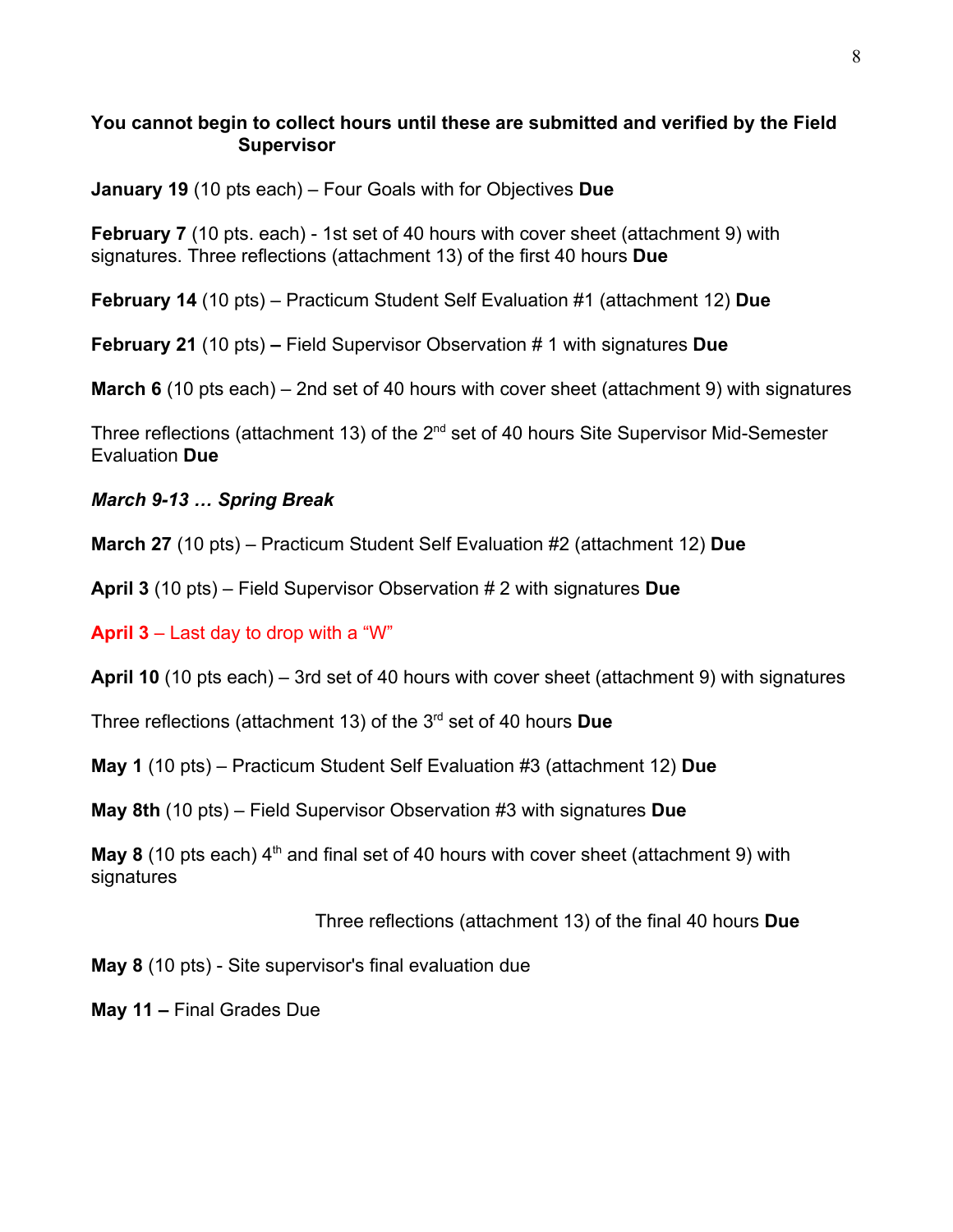**You cannot begin to collect hours until these are submitted and verified by the Field Supervisor**

**January 19** (10 pts each) – Four Goals with for Objectives **Due**

**February 7** (10 pts. each) - 1st set of 40 hours with cover sheet (attachment 9) with signatures. Three reflections (attachment 13) of the first 40 hours **Due**

**February 14** (10 pts) – Practicum Student Self Evaluation #1 (attachment 12) **Due**

**February 21** (10 pts) **–** Field Supervisor Observation # 1 with signatures **Due**

**March 6** (10 pts each) – 2nd set of 40 hours with cover sheet (attachment 9) with signatures

Three reflections (attachment 13) of the 2nd set of 40 hours Site Supervisor Mid-Semester Evaluation **Due**

***March 9-13 … Spring Break***

**March 27** (10 pts) – Practicum Student Self Evaluation #2 (attachment 12) **Due**

**April 3** (10 pts) – Field Supervisor Observation # 2 with signatures **Due**

**April 3** – Last day to drop with a "W"

**April 10** (10 pts each) – 3rd set of 40 hours with cover sheet (attachment 9) with signatures

Three reflections (attachment 13) of the 3rd set of 40 hours **Due**

**May 1** (10 pts) – Practicum Student Self Evaluation #3 (attachment 12) **Due**

**May 8th** (10 pts) – Field Supervisor Observation #3 with signatures **Due**

**May 8** (10 pts each) 4th and final set of 40 hours with cover sheet (attachment 9) with signatures

Three reflections (attachment 13) of the final 40 hours **Due**

**May 8** (10 pts) - Site supervisor's final evaluation due

**May 11 –** Final Grades Due